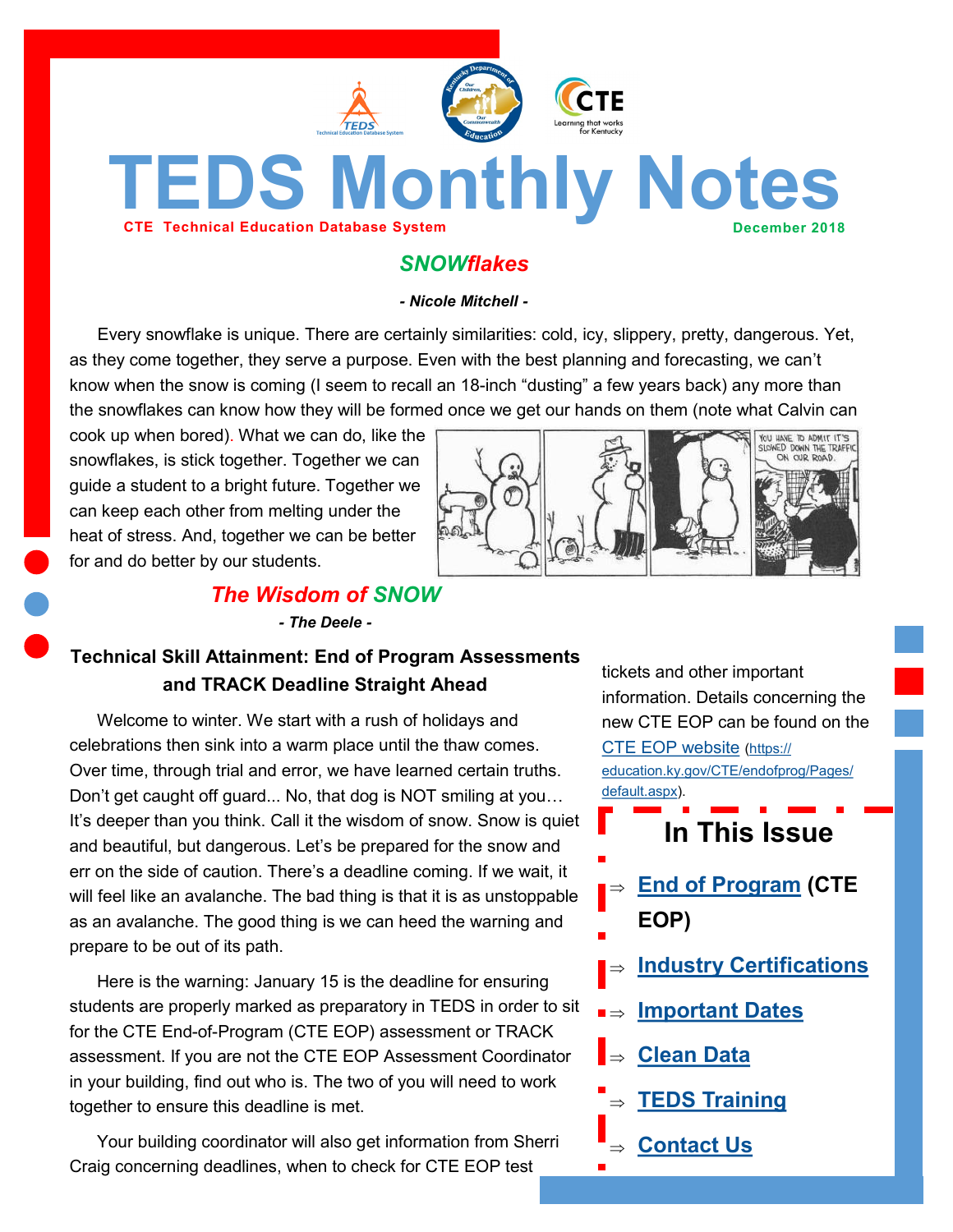# TEDS Monthly Notes

**CTE Technical Education Database System** — **December 2018**

## *SNOWflakes*

***- Nicole Mitchell -***

Every snowflake is unique. There are certainly similarities: cold, icy, slippery, pretty, dangerous. Yet, as they come together, they serve a purpose. Even with the best planning and forecasting, we can't know when the snow is coming (I seem to recall an 18-inch "dusting" a few years back) any more than the snowflakes can know how they will be formed once we get our hands on them (note what Calvin can cook up when bored). What we can do, like the snowflakes, is stick together. Together we can guide a student to a bright future. Together we can keep each other from melting under the heat of stress. And, together we can be better for and do better by our students.

## *The Wisdom of SNOW*

***- The Deele -***

### Technical Skill Attainment: End of Program Assessments and TRACK Deadline Straight Ahead

Welcome to winter. We start with a rush of holidays and celebrations then sink into a warm place until the thaw comes. Over time, through trial and error, we have learned certain truths. Don't get caught off guard... No, that dog is NOT smiling at you… It's deeper than you think. Call it the wisdom of snow. Snow is quiet and beautiful, but dangerous. Let's be prepared for the snow and err on the side of caution. There's a deadline coming. If we wait, it will feel like an avalanche. The bad thing is that it is as unstoppable as an avalanche. The good thing is we can heed the warning and prepare to be out of its path.

Here is the warning: January 15 is the deadline for ensuring students are properly marked as preparatory in TEDS in order to sit for the CTE End-of-Program (CTE EOP) assessment or TRACK assessment. If you are not the CTE EOP Assessment Coordinator in your building, find out who is. The two of you will need to work together to ensure this deadline is met.

Your building coordinator will also get information from Sherri Craig concerning deadlines, when to check for CTE EOP test tickets and other important information. Details concerning the new CTE EOP can be found on the CTE EOP website (https://education.ky.gov/CTE/endofprog/Pages/default.aspx).

## In This Issue

- ⇒ **End of Program (CTE EOP)**
- ⇒ **Industry Certifications**
- ⇒ **Important Dates**
- ⇒ **Clean Data**
- ⇒ **TEDS Training**
- ⇒ **Contact Us**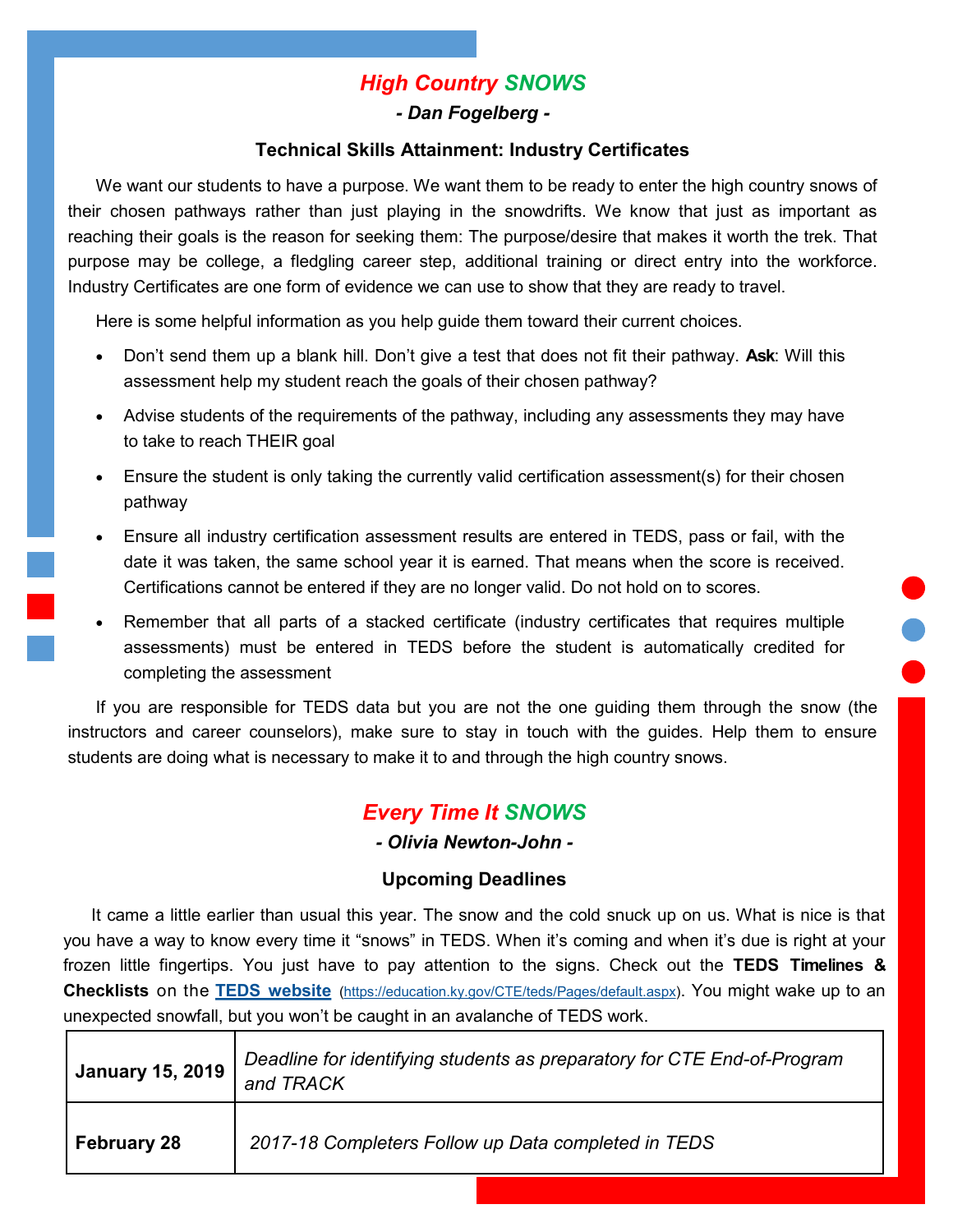## *High Country SNOWS*

***- Dan Fogelberg -***

### Technical Skills Attainment: Industry Certificates

We want our students to have a purpose. We want them to be ready to enter the high country snows of their chosen pathways rather than just playing in the snowdrifts. We know that just as important as reaching their goals is the reason for seeking them: The purpose/desire that makes it worth the trek. That purpose may be college, a fledgling career step, additional training or direct entry into the workforce. Industry Certificates are one form of evidence we can use to show that they are ready to travel.

Here is some helpful information as you help guide them toward their current choices.

- Don't send them up a blank hill. Don't give a test that does not fit their pathway. **Ask**: Will this assessment help my student reach the goals of their chosen pathway?
- Advise students of the requirements of the pathway, including any assessments they may have to take to reach THEIR goal
- Ensure the student is only taking the currently valid certification assessment(s) for their chosen pathway
- Ensure all industry certification assessment results are entered in TEDS, pass or fail, with the date it was taken, the same school year it is earned. That means when the score is received. Certifications cannot be entered if they are no longer valid. Do not hold on to scores.
- Remember that all parts of a stacked certificate (industry certificates that requires multiple assessments) must be entered in TEDS before the student is automatically credited for completing the assessment

If you are responsible for TEDS data but you are not the one guiding them through the snow (the instructors and career counselors), make sure to stay in touch with the guides. Help them to ensure students are doing what is necessary to make it to and through the high country snows.

## *Every Time It SNOWS*

***- Olivia Newton-John -***

### Upcoming Deadlines

It came a little earlier than usual this year. The snow and the cold snuck up on us. What is nice is that you have a way to know every time it "snows" in TEDS. When it's coming and when it's due is right at your frozen little fingertips. You just have to pay attention to the signs. Check out the **TEDS Timelines & Checklists** on the **[TEDS website](https://education.ky.gov/CTE/teds/Pages/default.aspx)** (https://education.ky.gov/CTE/teds/Pages/default.aspx). You might wake up to an unexpected snowfall, but you won't be caught in an avalanche of TEDS work.

| | |
|---|---|
| **January 15, 2019** | *Deadline for identifying students as preparatory for CTE End-of-Program and TRACK* |
| **February 28** | *2017-18 Completers Follow up Data completed in TEDS* |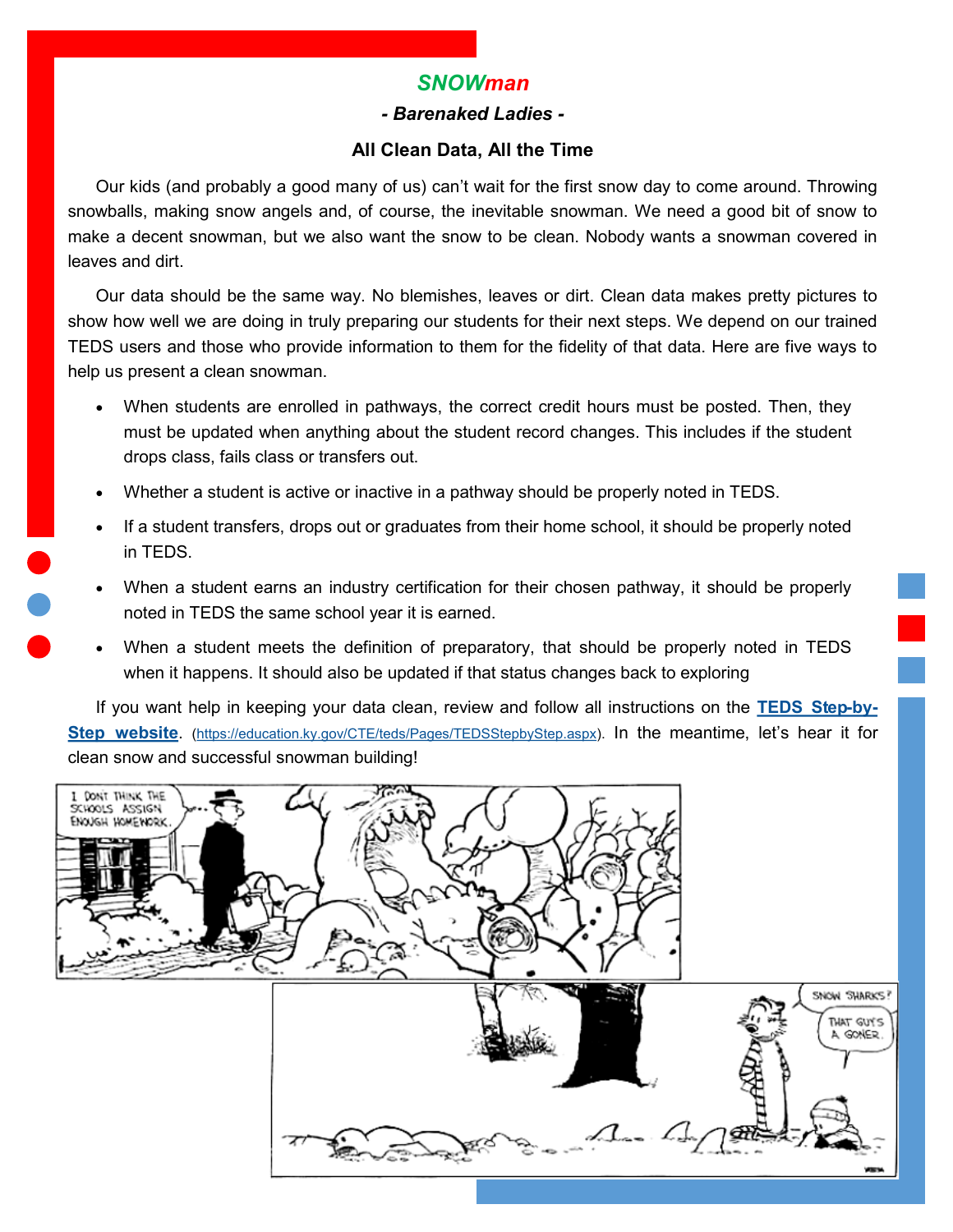## *SNOWman*

### *- Barenaked Ladies -*

### All Clean Data, All the Time

Our kids (and probably a good many of us) can't wait for the first snow day to come around. Throwing snowballs, making snow angels and, of course, the inevitable snowman. We need a good bit of snow to make a decent snowman, but we also want the snow to be clean. Nobody wants a snowman covered in leaves and dirt.

Our data should be the same way. No blemishes, leaves or dirt. Clean data makes pretty pictures to show how well we are doing in truly preparing our students for their next steps. We depend on our trained TEDS users and those who provide information to them for the fidelity of that data. Here are five ways to help us present a clean snowman.

- When students are enrolled in pathways, the correct credit hours must be posted. Then, they must be updated when anything about the student record changes. This includes if the student drops class, fails class or transfers out.
- Whether a student is active or inactive in a pathway should be properly noted in TEDS.
- If a student transfers, drops out or graduates from their home school, it should be properly noted in TEDS.
- When a student earns an industry certification for their chosen pathway, it should be properly noted in TEDS the same school year it is earned.
- When a student meets the definition of preparatory, that should be properly noted in TEDS when it happens. It should also be updated if that status changes back to exploring

If you want help in keeping your data clean, review and follow all instructions on the **TEDS Step-by-Step website**. (https://education.ky.gov/CTE/teds/Pages/TEDSStepbyStep.aspx). In the meantime, let's hear it for clean snow and successful snowman building!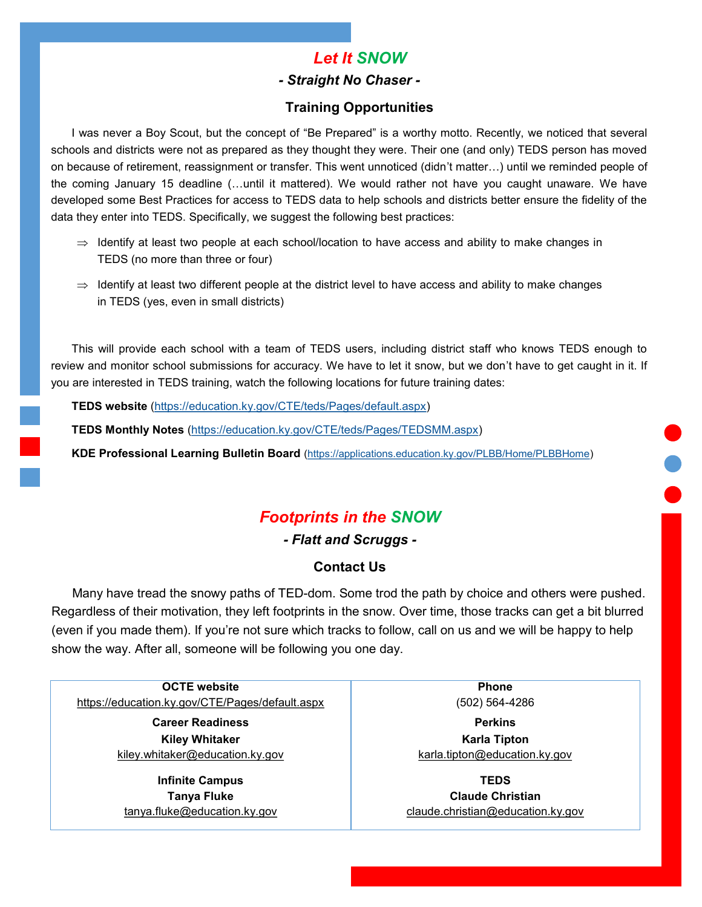## *Let It SNOW*

***- Straight No Chaser -***

### Training Opportunities

I was never a Boy Scout, but the concept of “Be Prepared” is a worthy motto. Recently, we noticed that several schools and districts were not as prepared as they thought they were. Their one (and only) TEDS person has moved on because of retirement, reassignment or transfer. This went unnoticed (didn’t matter…) until we reminded people of the coming January 15 deadline (…until it mattered). We would rather not have you caught unaware. We have developed some Best Practices for access to TEDS data to help schools and districts better ensure the fidelity of the data they enter into TEDS. Specifically, we suggest the following best practices:

- ⇒ Identify at least two people at each school/location to have access and ability to make changes in TEDS (no more than three or four)
- ⇒ Identify at least two different people at the district level to have access and ability to make changes in TEDS (yes, even in small districts)

This will provide each school with a team of TEDS users, including district staff who knows TEDS enough to review and monitor school submissions for accuracy. We have to let it snow, but we don’t have to get caught in it. If you are interested in TEDS training, watch the following locations for future training dates:

**TEDS website** (https://education.ky.gov/CTE/teds/Pages/default.aspx)

**TEDS Monthly Notes** (https://education.ky.gov/CTE/teds/Pages/TEDSMM.aspx)

**KDE Professional Learning Bulletin Board** (https://applications.education.ky.gov/PLBB/Home/PLBBHome)

## *Footprints in the SNOW*

***- Flatt and Scruggs -***

### Contact Us

Many have tread the snowy paths of TED-dom. Some trod the path by choice and others were pushed. Regardless of their motivation, they left footprints in the snow. Over time, those tracks can get a bit blurred (even if you made them). If you’re not sure which tracks to follow, call on us and we will be happy to help show the way. After all, someone will be following you one day.

| | |
|---|---|
| **OCTE website**<br>https://education.ky.gov/CTE/Pages/default.aspx | **Phone**<br>(502) 564-4286 |
| **Career Readiness**<br>**Kiley Whitaker**<br>kiley.whitaker@education.ky.gov | **Perkins**<br>**Karla Tipton**<br>karla.tipton@education.ky.gov |
| **Infinite Campus**<br>**Tanya Fluke**<br>tanya.fluke@education.ky.gov | **TEDS**<br>**Claude Christian**<br>claude.christian@education.ky.gov |